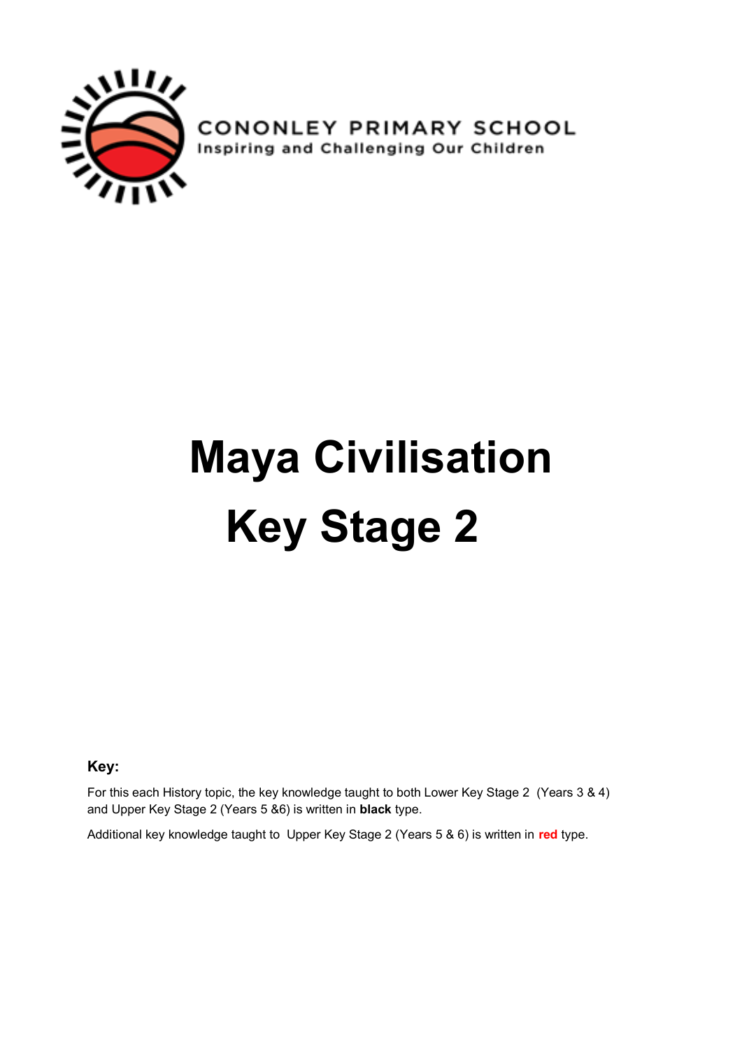CONONLEY PRIMARY SCHOOL
Inspiring and Challenging Our Children

# Maya Civilisation
# Key Stage 2

**Key:**

For this each History topic, the key knowledge taught to both Lower Key Stage 2 (Years 3 & 4) and Upper Key Stage 2 (Years 5 &6) is written in **black** type.

Additional key knowledge taught to Upper Key Stage 2 (Years 5 & 6) is written in **red** type.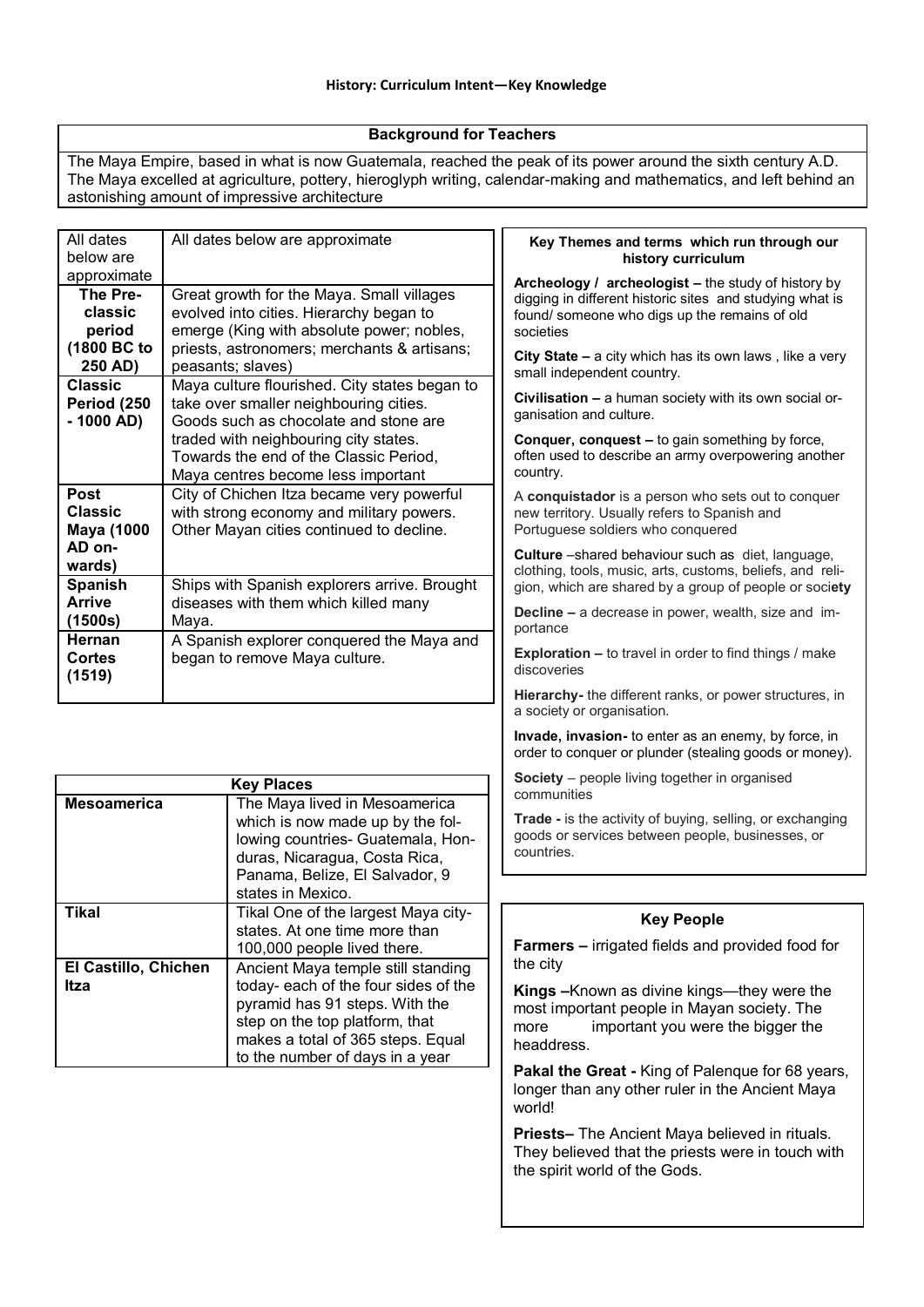# History: Curriculum Intent—Key Knowledge

## Background for Teachers

The Maya Empire, based in what is now Guatemala, reached the peak of its power around the sixth century A.D. The Maya excelled at agriculture, pottery, hieroglyph writing, calendar-making and mathematics, and left behind an astonishing amount of impressive architecture

| All dates below are approximate | All dates below are approximate |
|---|---|
| **The Pre-classic period (1800 BC to 250 AD)** | Great growth for the Maya. Small villages evolved into cities. Hierarchy began to emerge (King with absolute power; nobles, priests, astronomers; merchants & artisans; peasants; slaves) |
| **Classic Period (250 - 1000 AD)** | Maya culture flourished. City states began to take over smaller neighbouring cities. Goods such as chocolate and stone are traded with neighbouring city states. Towards the end of the Classic Period, Maya centres become less important |
| **Post Classic Maya (1000 AD onwards)** | City of Chichen Itza became very powerful with strong economy and military powers. Other Mayan cities continued to decline. |
| **Spanish Arrive (1500s)** | Ships with Spanish explorers arrive. Brought diseases with them which killed many Maya. |
| **Hernan Cortes (1519)** | A Spanish explorer conquered the Maya and began to remove Maya culture. |

| Key Places | |
|---|---|
| **Mesoamerica** | The Maya lived in Mesoamerica which is now made up by the following countries- Guatemala, Honduras, Nicaragua, Costa Rica, Panama, Belize, El Salvador, 9 states in Mexico. |
| **Tikal** | Tikal One of the largest Maya city-states. At one time more than 100,000 people lived there. |
| **El Castillo, Chichen Itza** | Ancient Maya temple still standing today- each of the four sides of the pyramid has 91 steps. With the step on the top platform, that makes a total of 365 steps. Equal to the number of days in a year |

## Key Themes and terms which run through our history curriculum

**Archeology / archeologist –** the study of history by digging in different historic sites and studying what is found/ someone who digs up the remains of old societies

**City State –** a city which has its own laws , like a very small independent country.

**Civilisation –** a human society with its own social organisation and culture.

**Conquer, conquest –** to gain something by force, often used to describe an army overpowering another country.

A **conquistador** is a person who sets out to conquer new territory. Usually refers to Spanish and Portuguese soldiers who conquered

**Culture** –shared behaviour such as diet, language, clothing, tools, music, arts, customs, beliefs, and religion, which are shared by a group of people or society

**Decline –** a decrease in power, wealth, size and importance

**Exploration –** to travel in order to find things / make discoveries

**Hierarchy-** the different ranks, or power structures, in a society or organisation.

**Invade, invasion-** to enter as an enemy, by force, in order to conquer or plunder (stealing goods or money).

**Society** – people living together in organised communities

**Trade -** is the activity of buying, selling, or exchanging goods or services between people, businesses, or countries.

## Key People

**Farmers –** irrigated fields and provided food for the city

**Kings –**Known as divine kings—they were the most important people in Mayan society. The more important you were the bigger the headdress.

**Pakal the Great -** King of Palenque for 68 years, longer than any other ruler in the Ancient Maya world!

**Priests–** The Ancient Maya believed in rituals. They believed that the priests were in touch with the spirit world of the Gods.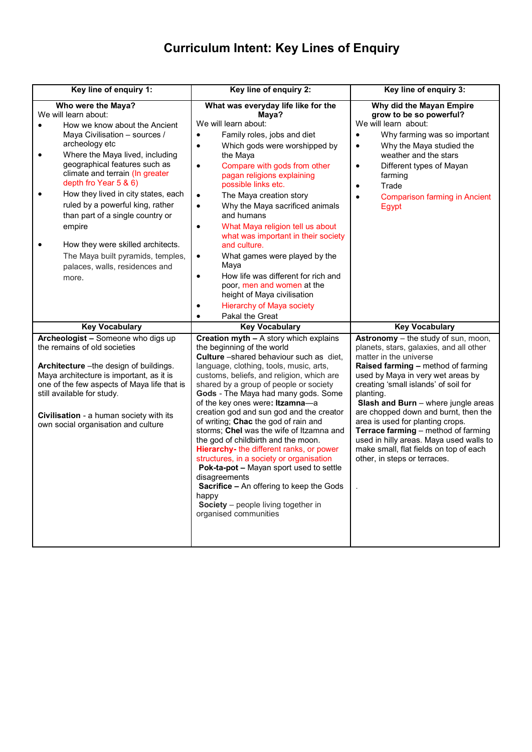# Curriculum Intent: Key Lines of Enquiry

| Key line of enquiry 1: | Key line of enquiry 2: | Key line of enquiry 3: |
|---|---|---|
| **Who were the Maya?**<br>We will learn about:<br>• How we know about the Ancient Maya Civilisation – sources / archeology etc<br>• Where the Maya lived, including geographical features such as climate and terrain (In greater depth fro Year 5 & 6)<br>• How they lived in city states, each ruled by a powerful king, rather than part of a single country or empire<br>• How they were skilled architects. The Maya built pyramids, temples, palaces, walls, residences and more. | **What was everyday life like for the Maya?**<br>We will learn about:<br>• Family roles, jobs and diet<br>• Which gods were worshipped by the Maya<br>• Compare with gods from other pagan religions explaining possible links etc.<br>• The Maya creation story<br>• Why the Maya sacrificed animals and humans<br>• What Maya religion tell us about what was important in their society and culture.<br>• What games were played by the Maya<br>• How life was different for rich and poor, men and women at the height of Maya civilisation<br>• Hierarchy of Maya society<br>• Pakal the Great | **Why did the Mayan Empire grow to be so powerful?**<br>We will learn about:<br>• Why farming was so important<br>• Why the Maya studied the weather and the stars<br>• Different types of Mayan farming<br>• Trade<br>• Comparison farming in Ancient Egypt |
| **Key Vocabulary** | **Key Vocabulary** | **Key Vocabulary** |
| **Archeologist –** Someone who digs up the remains of old societies<br><br>**Architecture** –the design of buildings. Maya architecture is important, as it is one of the few aspects of Maya life that is still available for study.<br><br>**Civilisation** - a human society with its own social organisation and culture | **Creation myth –** A story which explains the beginning of the world<br>**Culture** –shared behaviour such as diet, language, clothing, tools, music, arts, customs, beliefs, and religion, which are shared by a group of people or society<br>**Gods** - The Maya had many gods. Some of the key ones were**: Itzamna**—a creation god and sun god and the creator of writing; **Chac** the god of rain and storms; **Chel** was the wife of Itzamna and the god of childbirth and the moon.<br>**Hierarchy-** the different ranks, or power structures, in a society or organisation<br>**Pok-ta-pot –** Mayan sport used to settle disagreements<br>**Sacrifice –** An offering to keep the Gods happy<br>**Society** – people living together in organised communities | **Astronomy** – the study of sun, moon, planets, stars, galaxies, and all other matter in the universe<br>**Raised farming –** method of farming used by Maya in very wet areas by creating 'small islands' of soil for planting.<br>**Slash and Burn** – where jungle areas are chopped down and burnt, then the area is used for planting crops.<br>**Terrace farming** – method of farming used in hilly areas. Maya used walls to make small, flat fields on top of each other, in steps or terraces.<br><br>. |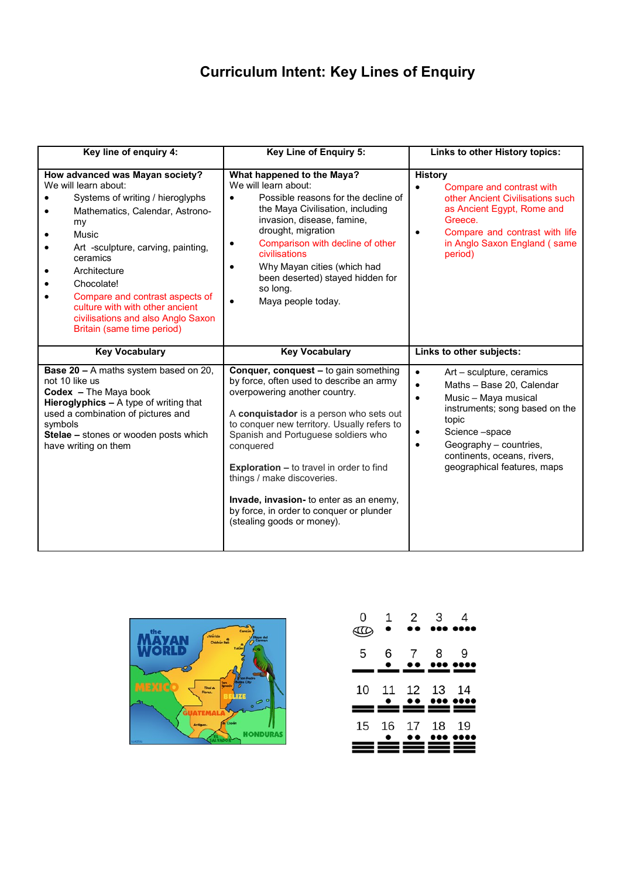# Curriculum Intent: Key Lines of Enquiry

| Key line of enquiry 4: | Key Line of Enquiry 5: | Links to other History topics: |
|---|---|---|
| **How advanced was Mayan society?**<br>We will learn about:<br>• Systems of writing / hieroglyphs<br>• Mathematics, Calendar, Astronomy<br>• Music<br>• Art -sculpture, carving, painting, ceramics<br>• Architecture<br>• Chocolate!<br>• Compare and contrast aspects of culture with with other ancient civilisations and also Anglo Saxon Britain (same time period) | **What happened to the Maya?**<br>We will learn about:<br>• Possible reasons for the decline of the Maya Civilisation, including invasion, disease, famine, drought, migration<br>• Comparison with decline of other civilisations<br>• Why Mayan cities (which had been deserted) stayed hidden for so long.<br>• Maya people today. | **History**<br>• Compare and contrast with other Ancient Civilisations such as Ancient Egypt, Rome and Greece.<br>• Compare and contrast with life in Anglo Saxon England ( same period) |
| **Key Vocabulary** | **Key Vocabulary** | **Links to other subjects:** |
| **Base 20 –** A maths system based on 20, not 10 like us<br>**Codex –** The Maya book<br>**Hieroglyphics –** A type of writing that used a combination of pictures and symbols<br>**Stelae –** stones or wooden posts which have writing on them | **Conquer, conquest –** to gain something by force, often used to describe an army overpowering another country.<br><br>A **conquistador** is a person who sets out to conquer new territory. Usually refers to Spanish and Portuguese soldiers who conquered<br><br>**Exploration –** to travel in order to find things / make discoveries.<br><br>**Invade, invasion-** to enter as an enemy, by force, in order to conquer or plunder (stealing goods or money). | • Art – sculpture, ceramics<br>• Maths – Base 20, Calendar<br>• Music – Maya musical instruments; song based on the topic<br>• Science –space<br>• Geography – countries, continents, oceans, rivers, geographical features, maps |

the MAYAN WORLD

MEXICO

BELIZE

GUATEMALA

HONDURAS

EL SALVADOR

0 1 2 3 4

5 6 7 8 9

10 11 12 13 14

15 16 17 18 19